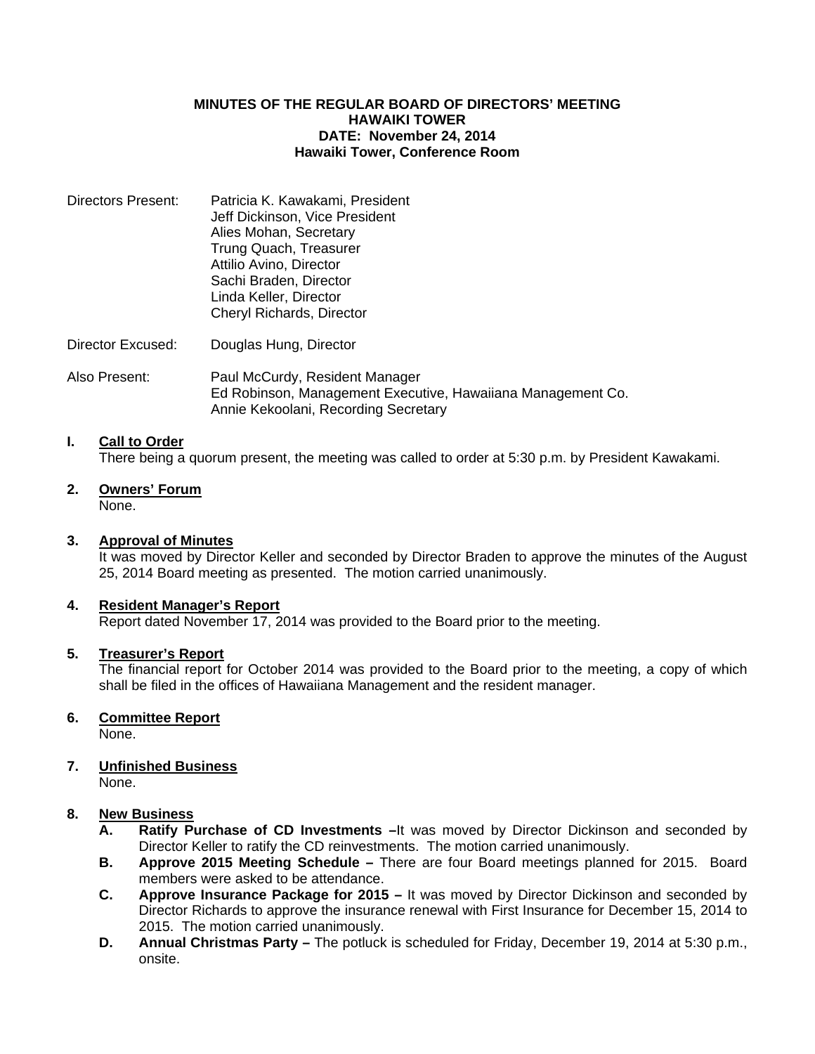**MINUTES OF THE REGULAR BOARD OF DIRECTORS' MEETING**
**HAWAIKI TOWER**
**DATE: November 24, 2014**
**Hawaiki Tower, Conference Room**

Directors Present: Patricia K. Kawakami, President
Jeff Dickinson, Vice President
Alies Mohan, Secretary
Trung Quach, Treasurer
Attilio Avino, Director
Sachi Braden, Director
Linda Keller, Director
Cheryl Richards, Director

Director Excused: Douglas Hung, Director

Also Present: Paul McCurdy, Resident Manager
Ed Robinson, Management Executive, Hawaiiana Management Co.
Annie Kekoolani, Recording Secretary

**I. Call to Order**

There being a quorum present, the meeting was called to order at 5:30 p.m. by President Kawakami.

**2. Owners' Forum**

None.

**3. Approval of Minutes**

It was moved by Director Keller and seconded by Director Braden to approve the minutes of the August 25, 2014 Board meeting as presented. The motion carried unanimously.

**4. Resident Manager's Report**

Report dated November 17, 2014 was provided to the Board prior to the meeting.

**5. Treasurer's Report**

The financial report for October 2014 was provided to the Board prior to the meeting, a copy of which shall be filed in the offices of Hawaiiana Management and the resident manager.

**6. Committee Report**

None.

**7. Unfinished Business**

None.

**8. New Business**

- **A. Ratify Purchase of CD Investments –**It was moved by Director Dickinson and seconded by Director Keller to ratify the CD reinvestments. The motion carried unanimously.
- **B. Approve 2015 Meeting Schedule –** There are four Board meetings planned for 2015. Board members were asked to be attendance.
- **C. Approve Insurance Package for 2015 –** It was moved by Director Dickinson and seconded by Director Richards to approve the insurance renewal with First Insurance for December 15, 2014 to 2015. The motion carried unanimously.
- **D. Annual Christmas Party –** The potluck is scheduled for Friday, December 19, 2014 at 5:30 p.m., onsite.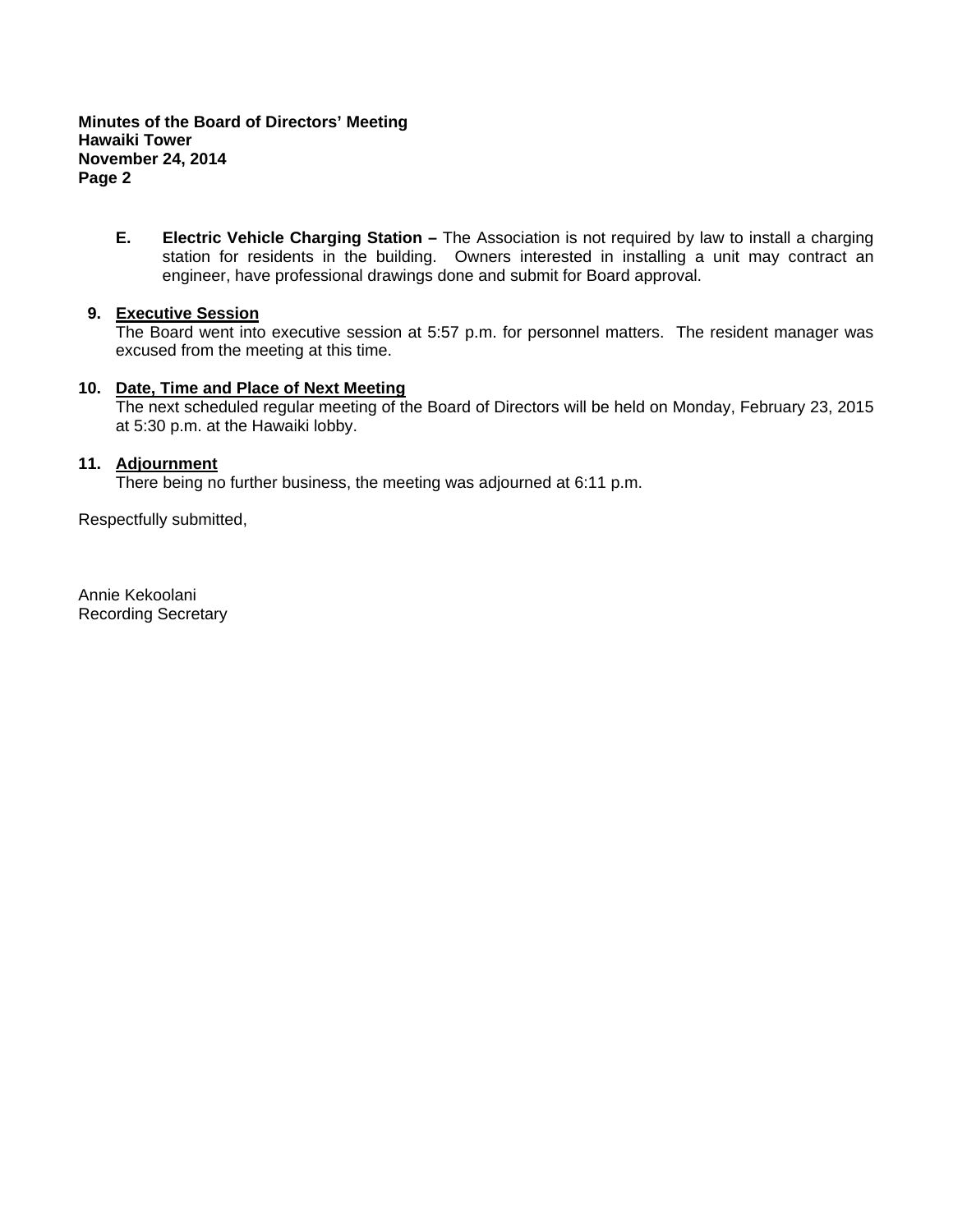E. **Electric Vehicle Charging Station –** The Association is not required by law to install a charging station for residents in the building. Owners interested in installing a unit may contract an engineer, have professional drawings done and submit for Board approval.

9. **Executive Session**

The Board went into executive session at 5:57 p.m. for personnel matters. The resident manager was excused from the meeting at this time.

10. **Date, Time and Place of Next Meeting**

The next scheduled regular meeting of the Board of Directors will be held on Monday, February 23, 2015 at 5:30 p.m. at the Hawaiki lobby.

11. **Adjournment**

There being no further business, the meeting was adjourned at 6:11 p.m.

Respectfully submitted,

Annie Kekoolani
Recording Secretary